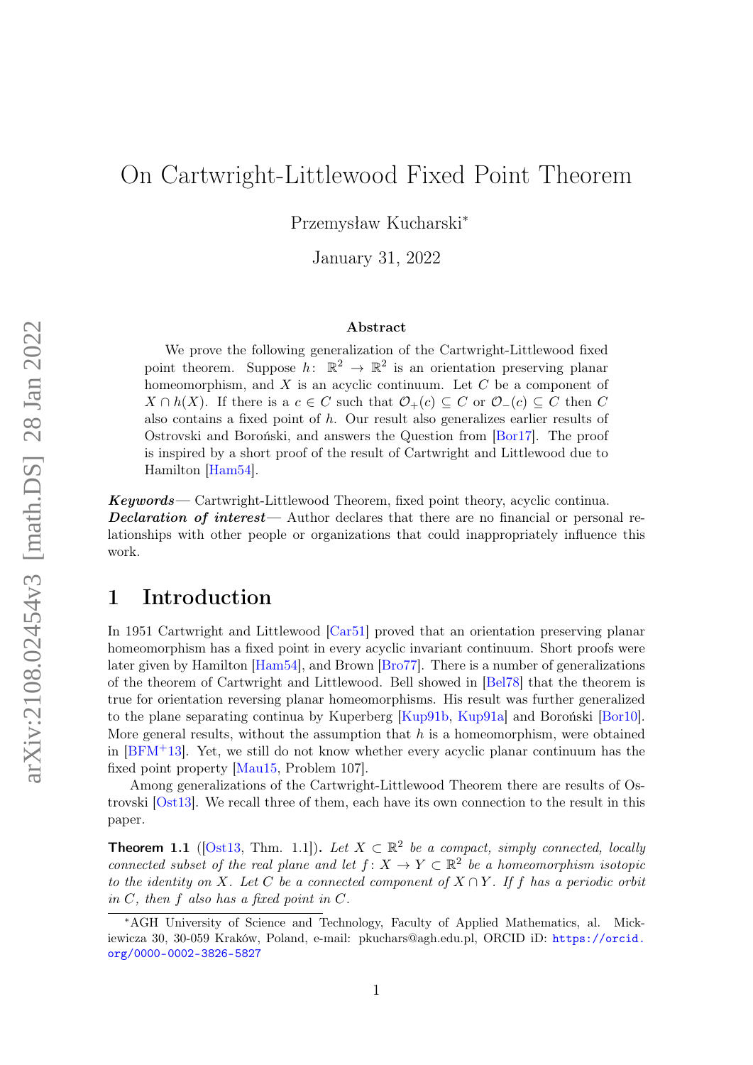// On Cartwright-Littlewood Fixed Point Theorem

# On Cartwright-Littlewood Fixed Point Theorem

Przemysław Kucharski*

January 31, 2022

### Abstract

We prove the following generalization of the Cartwright-Littlewood fixed point theorem. Suppose $h\colon \mathbb{R}^2 \to \mathbb{R}^2$ is an orientation preserving planar homeomorphism, and $X$ is an acyclic continuum. Let $C$ be a component of $X \cap h(X)$. If there is a $c \in C$ such that $\mathcal{O}_+(c) \subseteq C$ or $\mathcal{O}_-(c) \subseteq C$ then $C$ also contains a fixed point of $h$. Our result also generalizes earlier results of Ostrovski and Boroński, and answers the Question from [Bor17]. The proof is inspired by a short proof of the result of Cartwright and Littlewood due to Hamilton [Ham54].

***Keywords***— Cartwright-Littlewood Theorem, fixed point theory, acyclic continua.
***Declaration of interest***— Author declares that there are no financial or personal relationships with other people or organizations that could inappropriately influence this work.

## 1 Introduction

In 1951 Cartwright and Littlewood [Car51] proved that an orientation preserving planar homeomorphism has a fixed point in every acyclic invariant continuum. Short proofs were later given by Hamilton [Ham54], and Brown [Bro77]. There is a number of generalizations of the theorem of Cartwright and Littlewood. Bell showed in [Bel78] that the theorem is true for orientation reversing planar homeomorphisms. His result was further generalized to the plane separating continua by Kuperberg [Kup91b, Kup91a] and Boroński [Bor10]. More general results, without the assumption that $h$ is a homeomorphism, were obtained in [BFM+13]. Yet, we still do not know whether every acyclic planar continuum has the fixed point property [Mau15, Problem 107].

Among generalizations of the Cartwright-Littlewood Theorem there are results of Ostrovski [Ost13]. We recall three of them, each have its own connection to the result in this paper.

**Theorem 1.1** ([Ost13, Thm. 1.1])**.** *Let $X \subset \mathbb{R}^2$ be a compact, simply connected, locally connected subset of the real plane and let $f\colon X \to Y \subset \mathbb{R}^2$ be a homeomorphism isotopic to the identity on $X$. Let $C$ be a connected component of $X \cap Y$. If $f$ has a periodic orbit in $C$, then $f$ also has a fixed point in $C$.*

---

*AGH University of Science and Technology, Faculty of Applied Mathematics, al. Mickiewicza 30, 30-059 Kraków, Poland, e-mail: pkuchars@agh.edu.pl, ORCID iD: https://orcid.org/0000-0002-3826-5827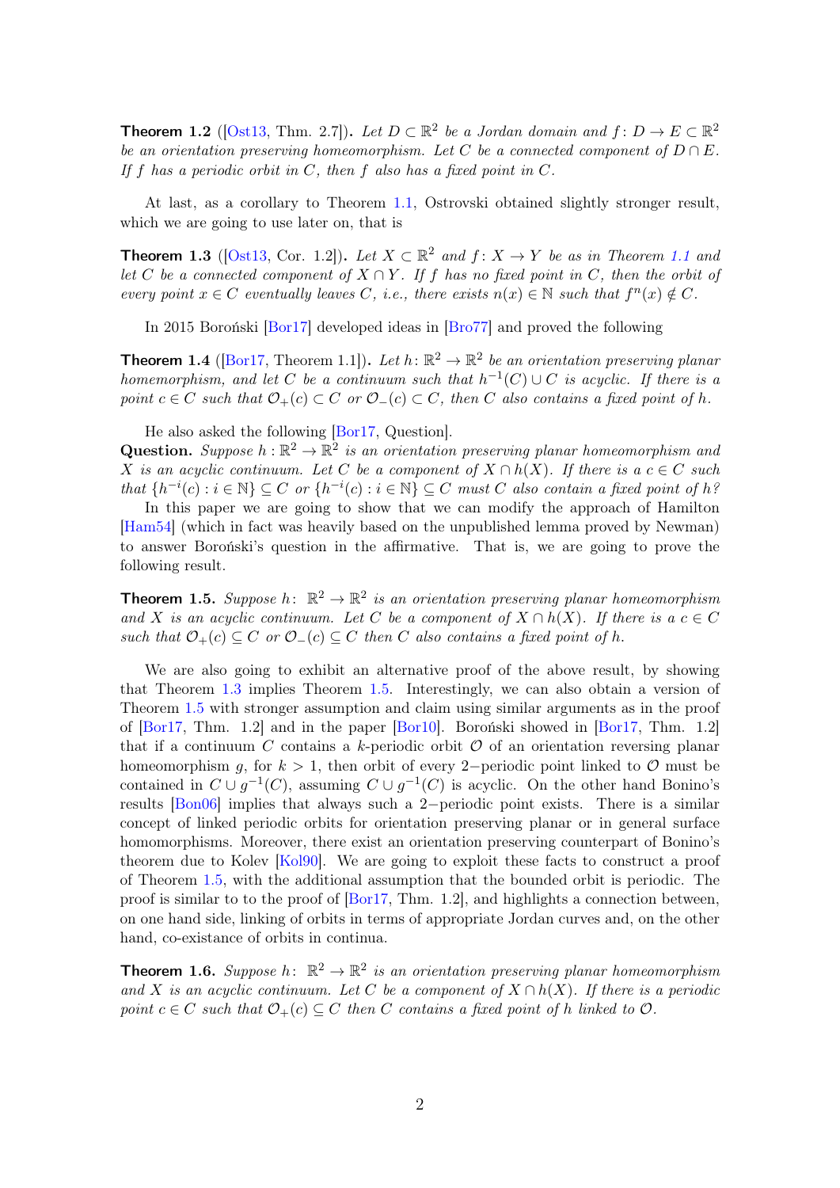**Theorem 1.2** ([Ost13, Thm. 2.7]). *Let $D \subset \mathbb{R}^2$ be a Jordan domain and $f\colon D \to E \subset \mathbb{R}^2$ be an orientation preserving homeomorphism. Let $C$ be a connected component of $D \cap E$. If $f$ has a periodic orbit in $C$, then $f$ also has a fixed point in $C$.*

At last, as a corollary to Theorem 1.1, Ostrovski obtained slightly stronger result, which we are going to use later on, that is

**Theorem 1.3** ([Ost13, Cor. 1.2]). *Let $X \subset \mathbb{R}^2$ and $f\colon X \to Y$ be as in Theorem 1.1 and let $C$ be a connected component of $X \cap Y$. If $f$ has no fixed point in $C$, then the orbit of every point $x \in C$ eventually leaves $C$, i.e., there exists $n(x) \in \mathbb{N}$ such that $f^n(x) \notin C$.*

In 2015 Boroński [Bor17] developed ideas in [Bro77] and proved the following

**Theorem 1.4** ([Bor17, Theorem 1.1]). *Let $h\colon \mathbb{R}^2 \to \mathbb{R}^2$ be an orientation preserving planar homemorphism, and let $C$ be a continuum such that $h^{-1}(C) \cup C$ is acyclic. If there is a point $c \in C$ such that $\mathcal{O}_+(c) \subset C$ or $\mathcal{O}_-(c) \subset C$, then $C$ also contains a fixed point of $h$.*

He also asked the following [Bor17, Question].

**Question.** *Suppose $h : \mathbb{R}^2 \to \mathbb{R}^2$ is an orientation preserving planar homeomorphism and $X$ is an acyclic continuum. Let $C$ be a component of $X \cap h(X)$. If there is a $c \in C$ such that $\{h^{-i}(c) : i \in \mathbb{N}\} \subseteq C$ or $\{h^{-i}(c) : i \in \mathbb{N}\} \subseteq C$ must $C$ also contain a fixed point of $h$?*

In this paper we are going to show that we can modify the approach of Hamilton [Ham54] (which in fact was heavily based on the unpublished lemma proved by Newman) to answer Boroński's question in the affirmative. That is, we are going to prove the following result.

**Theorem 1.5.** *Suppose $h\colon\ \mathbb{R}^2 \to \mathbb{R}^2$ is an orientation preserving planar homeomorphism and $X$ is an acyclic continuum. Let $C$ be a component of $X \cap h(X)$. If there is a $c \in C$ such that $\mathcal{O}_+(c) \subseteq C$ or $\mathcal{O}_-(c) \subseteq C$ then $C$ also contains a fixed point of $h$.*

We are also going to exhibit an alternative proof of the above result, by showing that Theorem 1.3 implies Theorem 1.5. Interestingly, we can also obtain a version of Theorem 1.5 with stronger assumption and claim using similar arguments as in the proof of [Bor17, Thm. 1.2] and in the paper [Bor10]. Boroński showed in [Bor17, Thm. 1.2] that if a continuum $C$ contains a $k$-periodic orbit $\mathcal{O}$ of an orientation reversing planar homeomorphism $g$, for $k > 1$, then orbit of every 2−periodic point linked to $\mathcal{O}$ must be contained in $C \cup g^{-1}(C)$, assuming $C \cup g^{-1}(C)$ is acyclic. On the other hand Bonino's results [Bon06] implies that always such a 2−periodic point exists. There is a similar concept of linked periodic orbits for orientation preserving planar or in general surface homomorphisms. Moreover, there exist an orientation preserving counterpart of Bonino's theorem due to Kolev [Kol90]. We are going to exploit these facts to construct a proof of Theorem 1.5, with the additional assumption that the bounded orbit is periodic. The proof is similar to to the proof of [Bor17, Thm. 1.2], and highlights a connection between, on one hand side, linking of orbits in terms of appropriate Jordan curves and, on the other hand, co-existance of orbits in continua.

**Theorem 1.6.** *Suppose $h\colon\ \mathbb{R}^2 \to \mathbb{R}^2$ is an orientation preserving planar homeomorphism and $X$ is an acyclic continuum. Let $C$ be a component of $X \cap h(X)$. If there is a periodic point $c \in C$ such that $\mathcal{O}_+(c) \subseteq C$ then $C$ contains a fixed point of $h$ linked to $\mathcal{O}$.*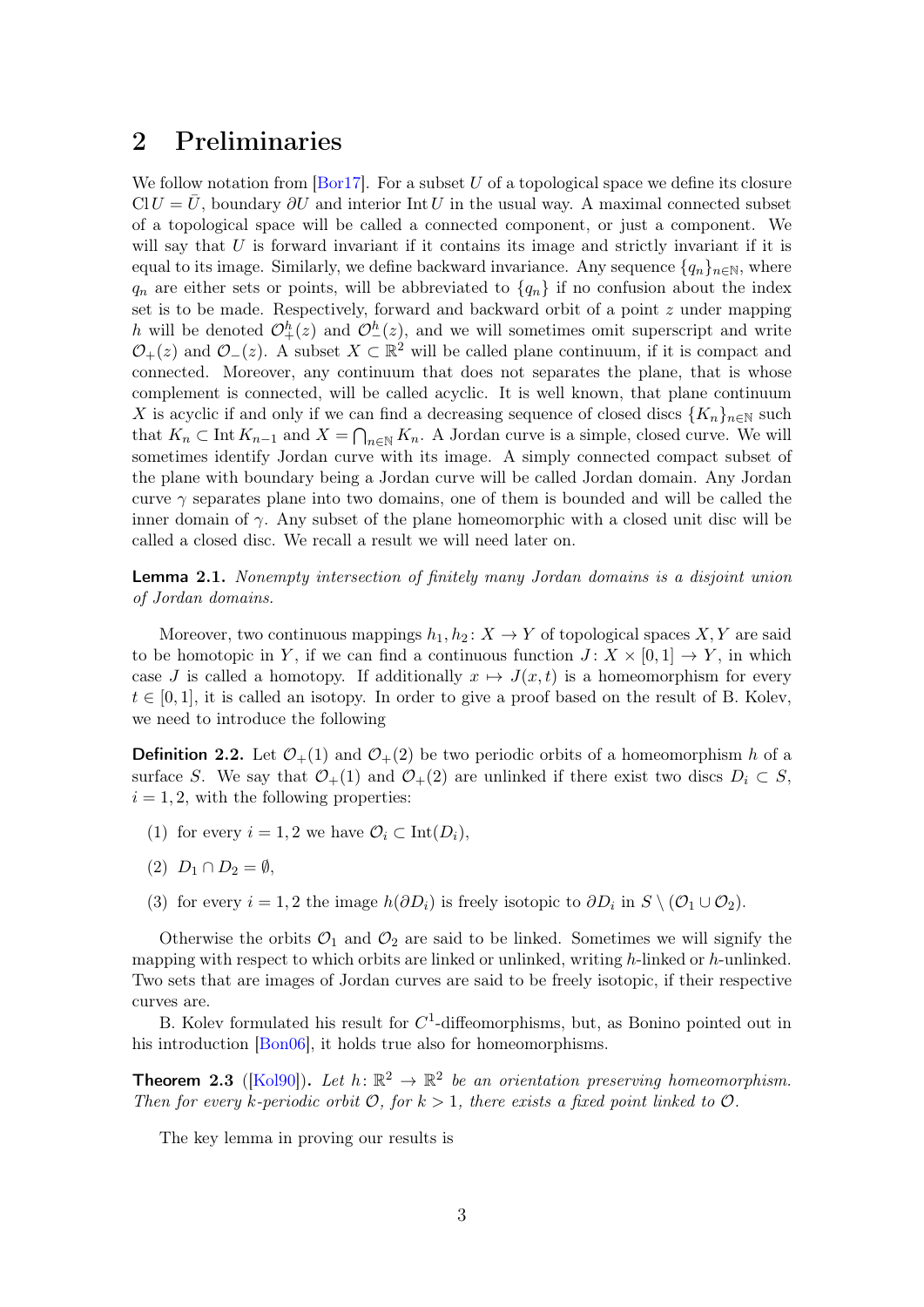## 2 Preliminaries

We follow notation from [Bor17]. For a subset $U$ of a topological space we define its closure $\operatorname{Cl} U = \bar{U}$, boundary $\partial U$ and interior $\operatorname{Int} U$ in the usual way. A maximal connected subset of a topological space will be called a connected component, or just a component. We will say that $U$ is forward invariant if it contains its image and strictly invariant if it is equal to its image. Similarly, we define backward invariance. Any sequence $\{q_n\}_{n\in\mathbb{N}}$, where $q_n$ are either sets or points, will be abbreviated to $\{q_n\}$ if no confusion about the index set is to be made. Respectively, forward and backward orbit of a point $z$ under mapping $h$ will be denoted $\mathcal{O}_+^h(z)$ and $\mathcal{O}_-^h(z)$, and we will sometimes omit superscript and write $\mathcal{O}_+(z)$ and $\mathcal{O}_-(z)$. A subset $X \subset \mathbb{R}^2$ will be called plane continuum, if it is compact and connected. Moreover, any continuum that does not separates the plane, that is whose complement is connected, will be called acyclic. It is well known, that plane continuum $X$ is acyclic if and only if we can find a decreasing sequence of closed discs $\{K_n\}_{n\in\mathbb{N}}$ such that $K_n \subset \operatorname{Int} K_{n-1}$ and $X = \bigcap_{n\in\mathbb{N}} K_n$. A Jordan curve is a simple, closed curve. We will sometimes identify Jordan curve with its image. A simply connected compact subset of the plane with boundary being a Jordan curve will be called Jordan domain. Any Jordan curve $\gamma$ separates plane into two domains, one of them is bounded and will be called the inner domain of $\gamma$. Any subset of the plane homeomorphic with a closed unit disc will be called a closed disc. We recall a result we will need later on.

**Lemma 2.1.** *Nonempty intersection of finitely many Jordan domains is a disjoint union of Jordan domains.*

Moreover, two continuous mappings $h_1, h_2 \colon X \to Y$ of topological spaces $X, Y$ are said to be homotopic in $Y$, if we can find a continuous function $J \colon X \times [0,1] \to Y$, in which case $J$ is called a homotopy. If additionally $x \mapsto J(x,t)$ is a homeomorphism for every $t \in [0,1]$, it is called an isotopy. In order to give a proof based on the result of B. Kolev, we need to introduce the following

**Definition 2.2.** Let $\mathcal{O}_+(1)$ and $\mathcal{O}_+(2)$ be two periodic orbits of a homeomorphism $h$ of a surface $S$. We say that $\mathcal{O}_+(1)$ and $\mathcal{O}_+(2)$ are unlinked if there exist two discs $D_i \subset S$, $i = 1,2$, with the following properties:

(1) for every $i = 1,2$ we have $\mathcal{O}_i \subset \operatorname{Int}(D_i)$,

(2) $D_1 \cap D_2 = \emptyset$,

(3) for every $i = 1,2$ the image $h(\partial D_i)$ is freely isotopic to $\partial D_i$ in $S \setminus (\mathcal{O}_1 \cup \mathcal{O}_2)$.

Otherwise the orbits $\mathcal{O}_1$ and $\mathcal{O}_2$ are said to be linked. Sometimes we will signify the mapping with respect to which orbits are linked or unlinked, writing $h$-linked or $h$-unlinked. Two sets that are images of Jordan curves are said to be freely isotopic, if their respective curves are.

B. Kolev formulated his result for $C^1$-diffeomorphisms, but, as Bonino pointed out in his introduction [Bon06], it holds true also for homeomorphisms.

**Theorem 2.3** ([Kol90])**.** *Let $h \colon \mathbb{R}^2 \to \mathbb{R}^2$ be an orientation preserving homeomorphism. Then for every $k$-periodic orbit $\mathcal{O}$, for $k > 1$, there exists a fixed point linked to $\mathcal{O}$.*

The key lemma in proving our results is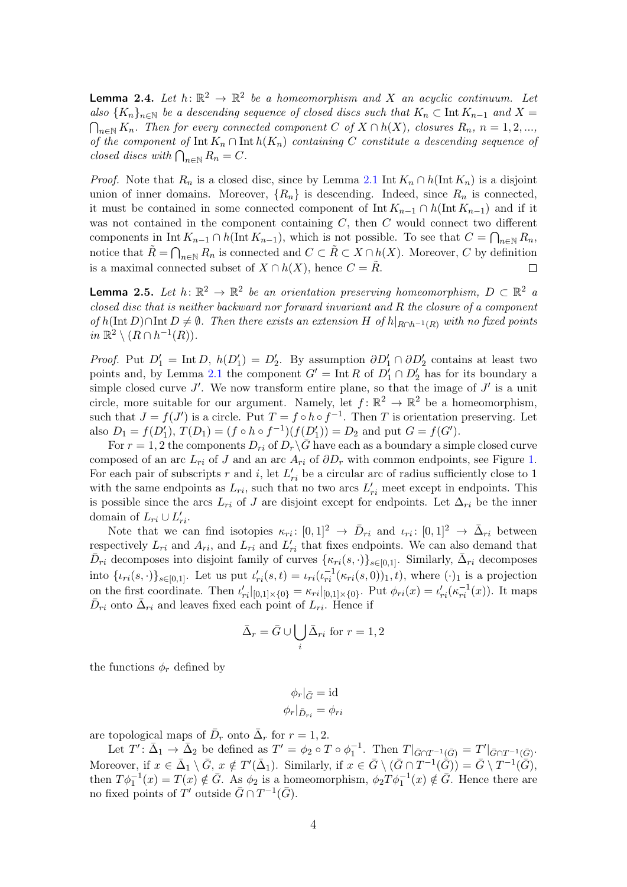**Lemma 2.4.** *Let $h\colon \mathbb{R}^2 \to \mathbb{R}^2$ be a homeomorphism and $X$ an acyclic continuum. Let also $\{K_n\}_{n\in\mathbb{N}}$ be a descending sequence of closed discs such that $K_n \subset \operatorname{Int} K_{n-1}$ and $X = \bigcap_{n\in\mathbb{N}} K_n$. Then for every connected component $C$ of $X \cap h(X)$, closures $R_n$, $n = 1, 2, ...,$ of the component of $\operatorname{Int} K_n \cap \operatorname{Int} h(K_n)$ containing $C$ constitute a descending sequence of closed discs with $\bigcap_{n\in\mathbb{N}} R_n = C$.*

*Proof.* Note that $R_n$ is a closed disc, since by Lemma 2.1 $\operatorname{Int} K_n \cap h(\operatorname{Int} K_n)$ is a disjoint union of inner domains. Moreover, $\{R_n\}$ is descending. Indeed, since $R_n$ is connected, it must be contained in some connected component of $\operatorname{Int} K_{n-1} \cap h(\operatorname{Int} K_{n-1})$ and if it was not contained in the component containing $C$, then $C$ would connect two different components in $\operatorname{Int} K_{n-1} \cap h(\operatorname{Int} K_{n-1})$, which is not possible. To see that $C = \bigcap_{n\in\mathbb{N}} R_n$, notice that $\tilde{R} = \bigcap_{n\in\mathbb{N}} R_n$ is connected and $C \subset \tilde{R} \subset X \cap h(X)$. Moreover, $C$ by definition is a maximal connected subset of $X \cap h(X)$, hence $C = \tilde{R}$. □

**Lemma 2.5.** *Let $h\colon \mathbb{R}^2 \to \mathbb{R}^2$ be an orientation preserving homeomorphism, $D \subset \mathbb{R}^2$ a closed disc that is neither backward nor forward invariant and $R$ the closure of a component of $h(\operatorname{Int} D) \cap \operatorname{Int} D \neq \emptyset$. Then there exists an extension $H$ of $h|_{R\cap h^{-1}(R)}$ with no fixed points in $\mathbb{R}^2 \setminus (R \cap h^{-1}(R))$.*

*Proof.* Put $D_1' = \operatorname{Int} D$, $h(D_1') = D_2'$. By assumption $\partial D_1' \cap \partial D_2'$ contains at least two points and, by Lemma 2.1 the component $G' = \operatorname{Int} R$ of $D_1' \cap D_2'$ has for its boundary a simple closed curve $J'$. We now transform entire plane, so that the image of $J'$ is a unit circle, more suitable for our argument. Namely, let $f\colon \mathbb{R}^2 \to \mathbb{R}^2$ be a homeomorphism, such that $J = f(J')$ is a circle. Put $T = f \circ h \circ f^{-1}$. Then $T$ is orientation preserving. Let also $D_1 = f(D_1')$, $T(D_1) = (f \circ h \circ f^{-1})(f(D_1')) = D_2$ and put $G = f(G')$.

For $r = 1, 2$ the components $D_{ri}$ of $D_r \setminus \bar{G}$ have each as a boundary a simple closed curve composed of an arc $L_{ri}$ of $J$ and an arc $A_{ri}$ of $\partial D_r$ with common endpoints, see Figure 1. For each pair of subscripts $r$ and $i$, let $L_{ri}'$ be a circular arc of radius sufficiently close to 1 with the same endpoints as $L_{ri}$, such that no two arcs $L_{ri}'$ meet except in endpoints. This is possible since the arcs $L_{ri}$ of $J$ are disjoint except for endpoints. Let $\Delta_{ri}$ be the inner domain of $L_{ri} \cup L_{ri}'$.

Note that we can find isotopies $\kappa_{ri}\colon [0,1]^2 \to \bar{D}_{ri}$ and $\iota_{ri}\colon [0,1]^2 \to \bar{\Delta}_{ri}$ between respectively $L_{ri}$ and $A_{ri}$, and $L_{ri}$ and $L_{ri}'$ that fixes endpoints. We can also demand that $\bar{D}_{ri}$ decomposes into disjoint family of curves $\{\kappa_{ri}(s,\cdot)\}_{s\in[0,1]}$. Similarly, $\bar{\Delta}_{ri}$ decomposes into $\{\iota_{ri}(s,\cdot)\}_{s\in[0,1]}$. Let us put $\iota_{ri}'(s,t) = \iota_{ri}(\iota_{ri}^{-1}(\kappa_{ri}(s,0))_1, t)$, where $(\cdot)_1$ is a projection on the first coordinate. Then $\iota_{ri}'|_{[0,1]\times\{0\}} = \kappa_{ri}|_{[0,1]\times\{0\}}$. Put $\phi_{ri}(x) = \iota_{ri}'(\kappa_{ri}^{-1}(x))$. It maps $\bar{D}_{ri}$ onto $\bar{\Delta}_{ri}$ and leaves fixed each point of $L_{ri}$. Hence if

$$\bar{\Delta}_r = \bar{G} \cup \bigcup_i \bar{\Delta}_{ri} \text{ for } r = 1, 2$$

the functions $\phi_r$ defined by

$$\phi_r|_{\bar{G}} = \mathrm{id}$$
$$\phi_r|_{\bar{D}_{ri}} = \phi_{ri}$$

are topological maps of $\bar{D}_r$ onto $\bar{\Delta}_r$ for $r = 1, 2$.

Let $T'\colon \bar{\Delta}_1 \to \bar{\Delta}_2$ be defined as $T' = \phi_2 \circ T \circ \phi_1^{-1}$. Then $T|_{\bar{G}\cap T^{-1}(\bar{G})} = T'|_{\bar{G}\cap T^{-1}(\bar{G})}$. Moreover, if $x \in \bar{\Delta}_1 \setminus \bar{G}$, $x \notin T'(\bar{\Delta}_1)$. Similarly, if $x \in \bar{G} \setminus (\bar{G} \cap T^{-1}(\bar{G})) = \bar{G} \setminus T^{-1}(\bar{G})$, then $T\phi_1^{-1}(x) = T(x) \notin \bar{G}$. As $\phi_2$ is a homeomorphism, $\phi_2 T \phi_1^{-1}(x) \notin \bar{G}$. Hence there are no fixed points of $T'$ outside $\bar{G} \cap T^{-1}(\bar{G})$.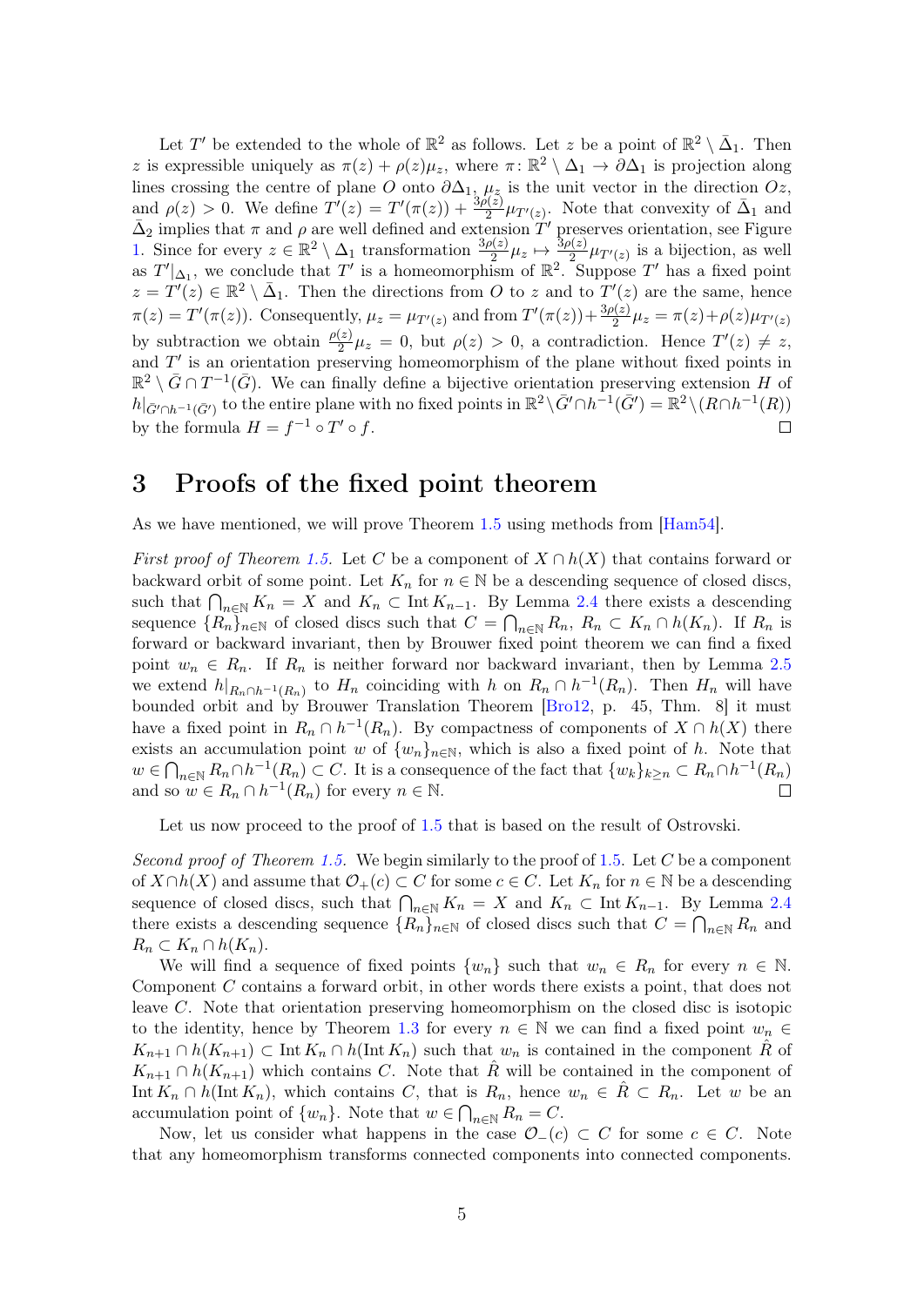Let $T'$ be extended to the whole of $\mathbb{R}^2$ as follows. Let $z$ be a point of $\mathbb{R}^2 \setminus \bar{\Delta}_1$. Then $z$ is expressible uniquely as $\pi(z) + \rho(z)\mu_z$, where $\pi\colon \mathbb{R}^2 \setminus \Delta_1 \to \partial\Delta_1$ is projection along lines crossing the centre of plane $O$ onto $\partial\Delta_1$, $\mu_z$ is the unit vector in the direction $Oz$, and $\rho(z) > 0$. We define $T'(z) = T'(\pi(z)) + \frac{3\rho(z)}{2}\mu_{T'(z)}$. Note that convexity of $\bar{\Delta}_1$ and $\bar{\Delta}_2$ implies that $\pi$ and $\rho$ are well defined and extension $T'$ preserves orientation, see Figure 1. Since for every $z \in \mathbb{R}^2 \setminus \Delta_1$ transformation $\frac{3\rho(z)}{2}\mu_z \mapsto \frac{3\rho(z)}{2}\mu_{T'(z)}$ is a bijection, as well as $T'|_{\Delta_1}$, we conclude that $T'$ is a homeomorphism of $\mathbb{R}^2$. Suppose $T'$ has a fixed point $z = T'(z) \in \mathbb{R}^2 \setminus \bar{\Delta}_1$. Then the directions from $O$ to $z$ and to $T'(z)$ are the same, hence $\pi(z) = T'(\pi(z))$. Consequently, $\mu_z = \mu_{T'(z)}$ and from $T'(\pi(z)) + \frac{3\rho(z)}{2}\mu_z = \pi(z) + \rho(z)\mu_{T'(z)}$ by subtraction we obtain $\frac{\rho(z)}{2}\mu_z = 0$, but $\rho(z) > 0$, a contradiction. Hence $T'(z) \neq z$, and $T'$ is an orientation preserving homeomorphism of the plane without fixed points in $\mathbb{R}^2 \setminus \bar{G} \cap T^{-1}(\bar{G})$. We can finally define a bijective orientation preserving extension $H$ of $h|_{\bar{G}' \cap h^{-1}(\bar{G}')}$ to the entire plane with no fixed points in $\mathbb{R}^2 \setminus \bar{G}' \cap h^{-1}(\bar{G}') = \mathbb{R}^2 \setminus (R \cap h^{-1}(R))$ by the formula $H = f^{-1} \circ T' \circ f$. □

# 3 Proofs of the fixed point theorem

As we have mentioned, we will prove Theorem 1.5 using methods from [Ham54].

*First proof of Theorem 1.5.* Let $C$ be a component of $X \cap h(X)$ that contains forward or backward orbit of some point. Let $K_n$ for $n \in \mathbb{N}$ be a descending sequence of closed discs, such that $\bigcap_{n\in\mathbb{N}} K_n = X$ and $K_n \subset \operatorname{Int} K_{n-1}$. By Lemma 2.4 there exists a descending sequence $\{R_n\}_{n\in\mathbb{N}}$ of closed discs such that $C = \bigcap_{n\in\mathbb{N}} R_n$, $R_n \subset K_n \cap h(K_n)$. If $R_n$ is forward or backward invariant, then by Brouwer fixed point theorem we can find a fixed point $w_n \in R_n$. If $R_n$ is neither forward nor backward invariant, then by Lemma 2.5 we extend $h|_{R_n \cap h^{-1}(R_n)}$ to $H_n$ coinciding with $h$ on $R_n \cap h^{-1}(R_n)$. Then $H_n$ will have bounded orbit and by Brouwer Translation Theorem [Bro12, p. 45, Thm. 8] it must have a fixed point in $R_n \cap h^{-1}(R_n)$. By compactness of components of $X \cap h(X)$ there exists an accumulation point $w$ of $\{w_n\}_{n\in\mathbb{N}}$, which is also a fixed point of $h$. Note that $w \in \bigcap_{n\in\mathbb{N}} R_n \cap h^{-1}(R_n) \subset C$. It is a consequence of the fact that $\{w_k\}_{k\geq n} \subset R_n \cap h^{-1}(R_n)$ and so $w \in R_n \cap h^{-1}(R_n)$ for every $n \in \mathbb{N}$. □

Let us now proceed to the proof of 1.5 that is based on the result of Ostrovski.

*Second proof of Theorem 1.5.* We begin similarly to the proof of 1.5. Let $C$ be a component of $X \cap h(X)$ and assume that $\mathcal{O}_+(c) \subset C$ for some $c \in C$. Let $K_n$ for $n \in \mathbb{N}$ be a descending sequence of closed discs, such that $\bigcap_{n\in\mathbb{N}} K_n = X$ and $K_n \subset \operatorname{Int} K_{n-1}$. By Lemma 2.4 there exists a descending sequence $\{R_n\}_{n\in\mathbb{N}}$ of closed discs such that $C = \bigcap_{n\in\mathbb{N}} R_n$ and $R_n \subset K_n \cap h(K_n)$.

We will find a sequence of fixed points $\{w_n\}$ such that $w_n \in R_n$ for every $n \in \mathbb{N}$. Component $C$ contains a forward orbit, in other words there exists a point, that does not leave $C$. Note that orientation preserving homeomorphism on the closed disc is isotopic to the identity, hence by Theorem 1.3 for every $n \in \mathbb{N}$ we can find a fixed point $w_n \in K_{n+1} \cap h(K_{n+1}) \subset \operatorname{Int} K_n \cap h(\operatorname{Int} K_n)$ such that $w_n$ is contained in the component $\hat{R}$ of $K_{n+1} \cap h(K_{n+1})$ which contains $C$. Note that $\hat{R}$ will be contained in the component of $\operatorname{Int} K_n \cap h(\operatorname{Int} K_n)$, which contains $C$, that is $R_n$, hence $w_n \in \hat{R} \subset R_n$. Let $w$ be an accumulation point of $\{w_n\}$. Note that $w \in \bigcap_{n\in\mathbb{N}} R_n = C$.

Now, let us consider what happens in the case $\mathcal{O}_-(c) \subset C$ for some $c \in C$. Note that any homeomorphism transforms connected components into connected components.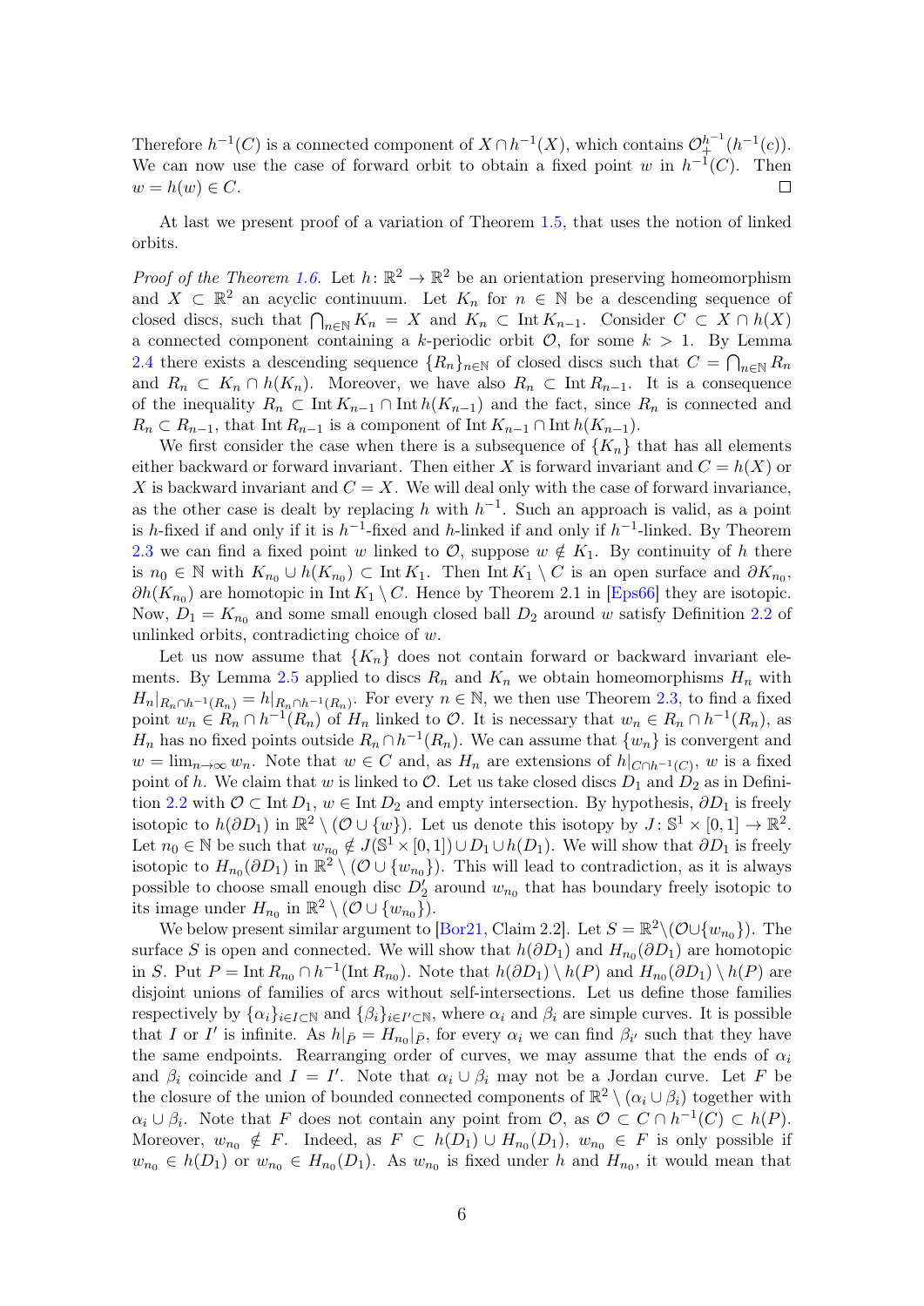Therefore $h^{-1}(C)$ is a connected component of $X \cap h^{-1}(X)$, which contains $\mathcal{O}_+^{h^{-1}}(h^{-1}(c))$. We can now use the case of forward orbit to obtain a fixed point $w$ in $h^{-1}(C)$. Then $w = h(w) \in C$. $\square$

At last we present proof of a variation of Theorem 1.5, that uses the notion of linked orbits.

*Proof of the Theorem 1.6.* Let $h\colon \mathbb{R}^2 \to \mathbb{R}^2$ be an orientation preserving homeomorphism and $X \subset \mathbb{R}^2$ an acyclic continuum. Let $K_n$ for $n \in \mathbb{N}$ be a descending sequence of closed discs, such that $\bigcap_{n\in\mathbb{N}} K_n = X$ and $K_n \subset \operatorname{Int} K_{n-1}$. Consider $C \subset X \cap h(X)$ a connected component containing a $k$-periodic orbit $\mathcal{O}$, for some $k > 1$. By Lemma 2.4 there exists a descending sequence $\{R_n\}_{n\in\mathbb{N}}$ of closed discs such that $C = \bigcap_{n\in\mathbb{N}} R_n$ and $R_n \subset K_n \cap h(K_n)$. Moreover, we have also $R_n \subset \operatorname{Int} R_{n-1}$. It is a consequence of the inequality $R_n \subset \operatorname{Int} K_{n-1} \cap \operatorname{Int} h(K_{n-1})$ and the fact, since $R_n$ is connected and $R_n \subset R_{n-1}$, that $\operatorname{Int} R_{n-1}$ is a component of $\operatorname{Int} K_{n-1} \cap \operatorname{Int} h(K_{n-1})$.

We first consider the case when there is a subsequence of $\{K_n\}$ that has all elements either backward or forward invariant. Then either $X$ is forward invariant and $C = h(X)$ or $X$ is backward invariant and $C = X$. We will deal only with the case of forward invariance, as the other case is dealt by replacing $h$ with $h^{-1}$. Such an approach is valid, as a point is $h$-fixed if and only if it is $h^{-1}$-fixed and $h$-linked if and only if $h^{-1}$-linked. By Theorem 2.3 we can find a fixed point $w$ linked to $\mathcal{O}$, suppose $w \notin K_1$. By continuity of $h$ there is $n_0 \in \mathbb{N}$ with $K_{n_0} \cup h(K_{n_0}) \subset \operatorname{Int} K_1$. Then $\operatorname{Int} K_1 \setminus C$ is an open surface and $\partial K_{n_0}$, $\partial h(K_{n_0})$ are homotopic in $\operatorname{Int} K_1 \setminus C$. Hence by Theorem 2.1 in [Eps66] they are isotopic. Now, $D_1 = K_{n_0}$ and some small enough closed ball $D_2$ around $w$ satisfy Definition 2.2 of unlinked orbits, contradicting choice of $w$.

Let us now assume that $\{K_n\}$ does not contain forward or backward invariant elements. By Lemma 2.5 applied to discs $R_n$ and $K_n$ we obtain homeomorphisms $H_n$ with $H_n|_{R_n \cap h^{-1}(R_n)} = h|_{R_n \cap h^{-1}(R_n)}$. For every $n \in \mathbb{N}$, we then use Theorem 2.3, to find a fixed point $w_n \in R_n \cap h^{-1}(R_n)$ of $H_n$ linked to $\mathcal{O}$. It is necessary that $w_n \in R_n \cap h^{-1}(R_n)$, as $H_n$ has no fixed points outside $R_n \cap h^{-1}(R_n)$. We can assume that $\{w_n\}$ is convergent and $w = \lim_{n\to\infty} w_n$. Note that $w \in C$ and, as $H_n$ are extensions of $h|_{C\cap h^{-1}(C)}$, $w$ is a fixed point of $h$. We claim that $w$ is linked to $\mathcal{O}$. Let us take closed discs $D_1$ and $D_2$ as in Definition 2.2 with $\mathcal{O} \subset \operatorname{Int} D_1$, $w \in \operatorname{Int} D_2$ and empty intersection. By hypothesis, $\partial D_1$ is freely isotopic to $h(\partial D_1)$ in $\mathbb{R}^2 \setminus (\mathcal{O} \cup \{w\})$. Let us denote this isotopy by $J\colon \mathbb{S}^1 \times [0,1] \to \mathbb{R}^2$. Let $n_0 \in \mathbb{N}$ be such that $w_{n_0} \notin J(\mathbb{S}^1 \times [0,1]) \cup D_1 \cup h(D_1)$. We will show that $\partial D_1$ is freely isotopic to $H_{n_0}(\partial D_1)$ in $\mathbb{R}^2 \setminus (\mathcal{O} \cup \{w_{n_0}\})$. This will lead to contradiction, as it is always possible to choose small enough disc $D_2'$ around $w_{n_0}$ that has boundary freely isotopic to its image under $H_{n_0}$ in $\mathbb{R}^2 \setminus (\mathcal{O} \cup \{w_{n_0}\})$.

We below present similar argument to [Bor21, Claim 2.2]. Let $S = \mathbb{R}^2 \setminus (\mathcal{O} \cup \{w_{n_0}\})$. The surface $S$ is open and connected. We will show that $h(\partial D_1)$ and $H_{n_0}(\partial D_1)$ are homotopic in $S$. Put $P = \operatorname{Int} R_{n_0} \cap h^{-1}(\operatorname{Int} R_{n_0})$. Note that $h(\partial D_1) \setminus h(P)$ and $H_{n_0}(\partial D_1) \setminus h(P)$ are disjoint unions of families of arcs without self-intersections. Let us define those families respectively by $\{\alpha_i\}_{i\in I\subset\mathbb{N}}$ and $\{\beta_i\}_{i\in I'\subset\mathbb{N}}$, where $\alpha_i$ and $\beta_i$ are simple curves. It is possible that $I$ or $I'$ is infinite. As $h|_{\bar{P}} = H_{n_0}|_{\bar{P}}$, for every $\alpha_i$ we can find $\beta_{i'}$ such that they have the same endpoints. Rearranging order of curves, we may assume that the ends of $\alpha_i$ and $\beta_i$ coincide and $I = I'$. Note that $\alpha_i \cup \beta_i$ may not be a Jordan curve. Let $F$ be the closure of the union of bounded connected components of $\mathbb{R}^2 \setminus (\alpha_i \cup \beta_i)$ together with $\alpha_i \cup \beta_i$. Note that $F$ does not contain any point from $\mathcal{O}$, as $\mathcal{O} \subset C \cap h^{-1}(C) \subset h(P)$. Moreover, $w_{n_0} \notin F$. Indeed, as $F \subset h(D_1) \cup H_{n_0}(D_1)$, $w_{n_0} \in F$ is only possible if $w_{n_0} \in h(D_1)$ or $w_{n_0} \in H_{n_0}(D_1)$. As $w_{n_0}$ is fixed under $h$ and $H_{n_0}$, it would mean that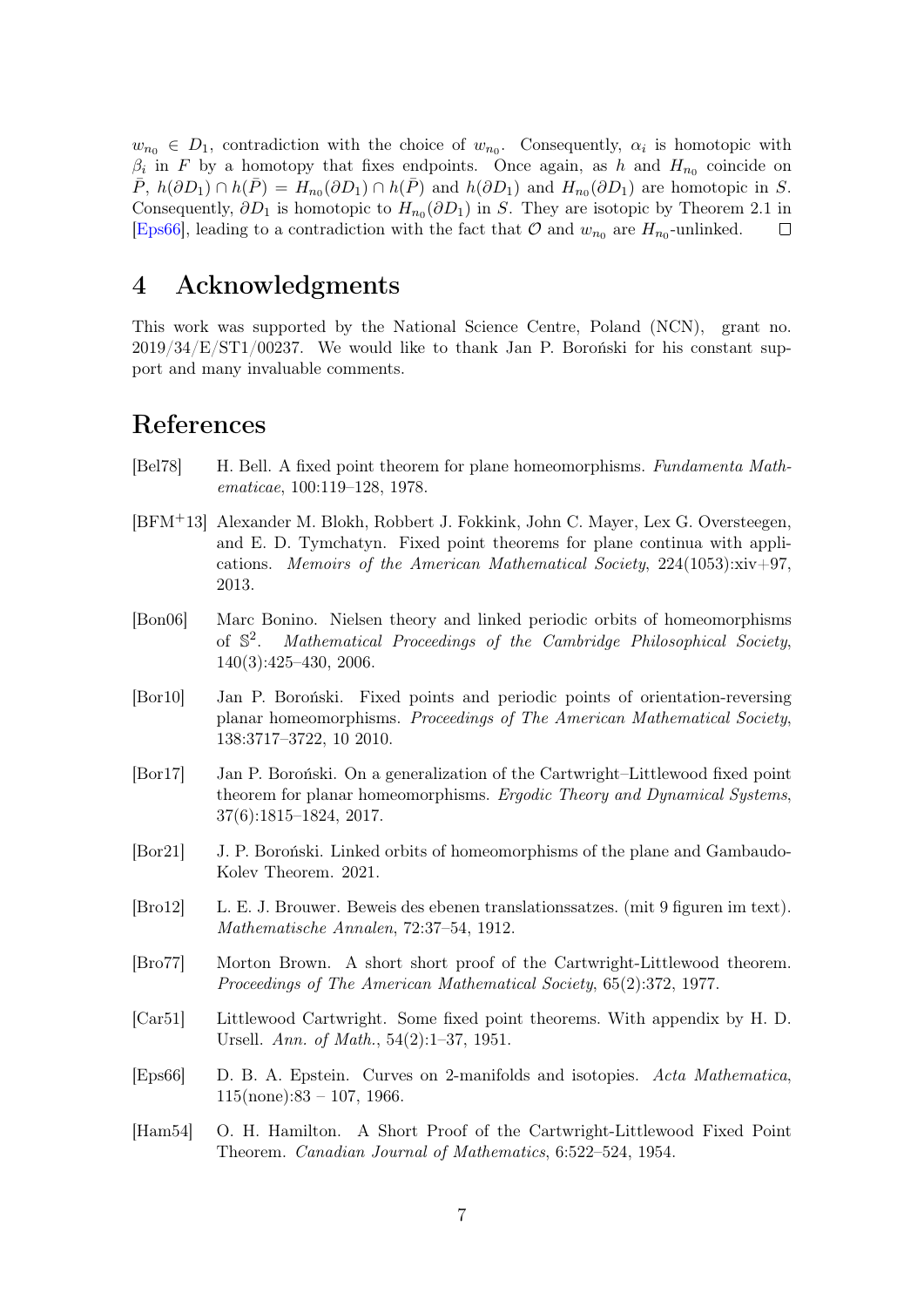$w_{n_0} \in D_1$, contradiction with the choice of $w_{n_0}$. Consequently, $\alpha_i$ is homotopic with $\beta_i$ in $F$ by a homotopy that fixes endpoints. Once again, as $h$ and $H_{n_0}$ coincide on $\bar{P}$, $h(\partial D_1) \cap h(\bar{P}) = H_{n_0}(\partial D_1) \cap h(\bar{P})$ and $h(\partial D_1)$ and $H_{n_0}(\partial D_1)$ are homotopic in $S$. Consequently, $\partial D_1$ is homotopic to $H_{n_0}(\partial D_1)$ in $S$. They are isotopic by Theorem 2.1 in [Eps66], leading to a contradiction with the fact that $\mathcal{O}$ and $w_{n_0}$ are $H_{n_0}$-unlinked. $\square$

# 4 Acknowledgments

This work was supported by the National Science Centre, Poland (NCN), grant no. 2019/34/E/ST1/00237. We would like to thank Jan P. Boroński for his constant support and many invaluable comments.

# References

[Bel78] H. Bell. A fixed point theorem for plane homeomorphisms. *Fundamenta Mathematicae*, 100:119–128, 1978.

[BFM+13] Alexander M. Blokh, Robbert J. Fokkink, John C. Mayer, Lex G. Oversteegen, and E. D. Tymchatyn. Fixed point theorems for plane continua with applications. *Memoirs of the American Mathematical Society*, 224(1053):xiv+97, 2013.

[Bon06] Marc Bonino. Nielsen theory and linked periodic orbits of homeomorphisms of $\mathbb{S}^2$. *Mathematical Proceedings of the Cambridge Philosophical Society*, 140(3):425–430, 2006.

[Bor10] Jan P. Boroński. Fixed points and periodic points of orientation-reversing planar homeomorphisms. *Proceedings of The American Mathematical Society*, 138:3717–3722, 10 2010.

[Bor17] Jan P. Boroński. On a generalization of the Cartwright–Littlewood fixed point theorem for planar homeomorphisms. *Ergodic Theory and Dynamical Systems*, 37(6):1815–1824, 2017.

[Bor21] J. P. Boroński. Linked orbits of homeomorphisms of the plane and Gambaudo-Kolev Theorem. 2021.

[Bro12] L. E. J. Brouwer. Beweis des ebenen translationssatzes. (mit 9 figuren im text). *Mathematische Annalen*, 72:37–54, 1912.

[Bro77] Morton Brown. A short short proof of the Cartwright-Littlewood theorem. *Proceedings of The American Mathematical Society*, 65(2):372, 1977.

[Car51] Littlewood Cartwright. Some fixed point theorems. With appendix by H. D. Ursell. *Ann. of Math.*, 54(2):1–37, 1951.

[Eps66] D. B. A. Epstein. Curves on 2-manifolds and isotopies. *Acta Mathematica*, 115(none):83 – 107, 1966.

[Ham54] O. H. Hamilton. A Short Proof of the Cartwright-Littlewood Fixed Point Theorem. *Canadian Journal of Mathematics*, 6:522–524, 1954.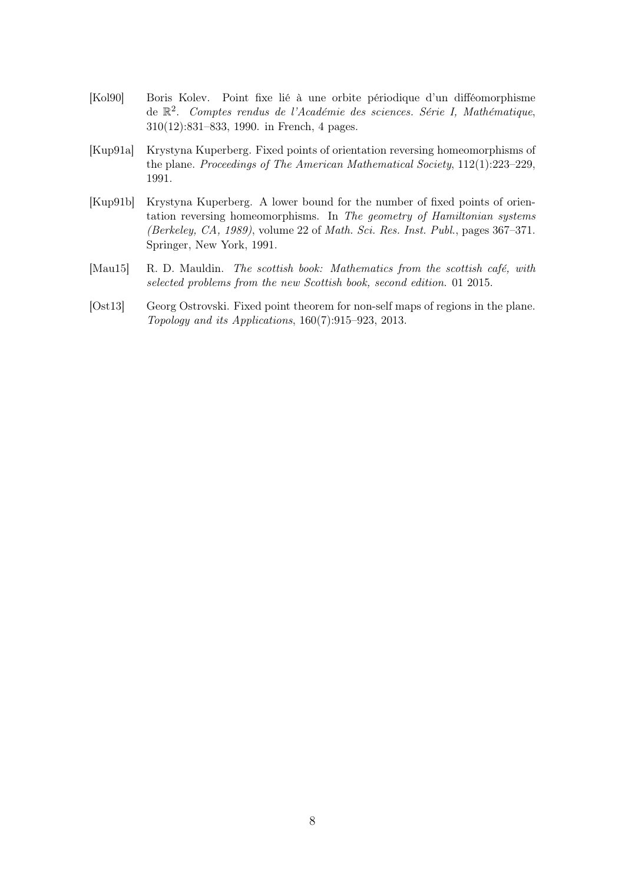[Kol90] Boris Kolev. Point fixe lié à une orbite périodique d'un difféomorphisme de $\mathbb{R}^2$. *Comptes rendus de l'Académie des sciences. Série I, Mathématique*, 310(12):831–833, 1990. in French, 4 pages.

[Kup91a] Krystyna Kuperberg. Fixed points of orientation reversing homeomorphisms of the plane. *Proceedings of The American Mathematical Society*, 112(1):223–229, 1991.

[Kup91b] Krystyna Kuperberg. A lower bound for the number of fixed points of orientation reversing homeomorphisms. In *The geometry of Hamiltonian systems (Berkeley, CA, 1989)*, volume 22 of *Math. Sci. Res. Inst. Publ.*, pages 367–371. Springer, New York, 1991.

[Mau15] R. D. Mauldin. *The scottish book: Mathematics from the scottish café, with selected problems from the new Scottish book, second edition*. 01 2015.

[Ost13] Georg Ostrovski. Fixed point theorem for non-self maps of regions in the plane. *Topology and its Applications*, 160(7):915–923, 2013.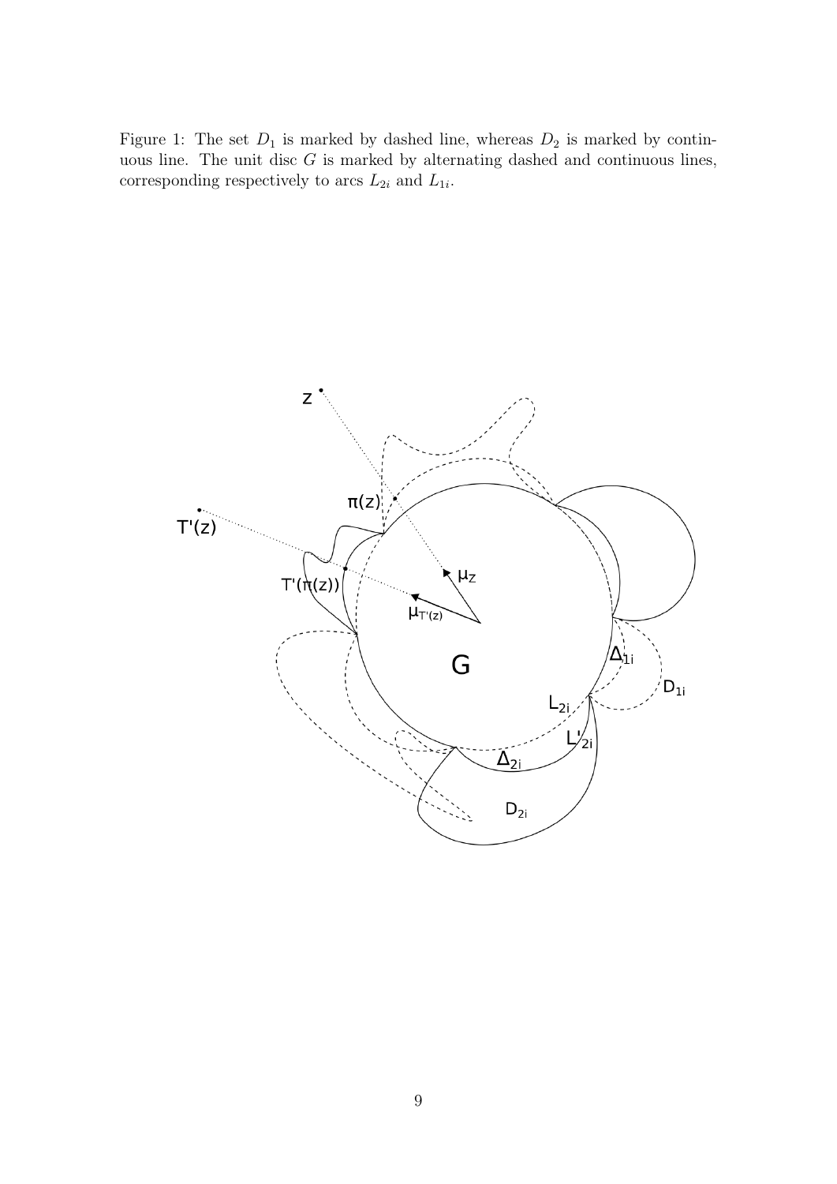Figure 1: The set $D_1$ is marked by dashed line, whereas $D_2$ is marked by continuous line. The unit disc $G$ is marked by alternating dashed and continuous lines, corresponding respectively to arcs $L_{2i}$ and $L_{1i}$.

z

π(z)

T'(z)

T'(π(z))

μz

μT'(z)

G

Δ1i

D1i

L2i

L'2i

Δ2i

D2i